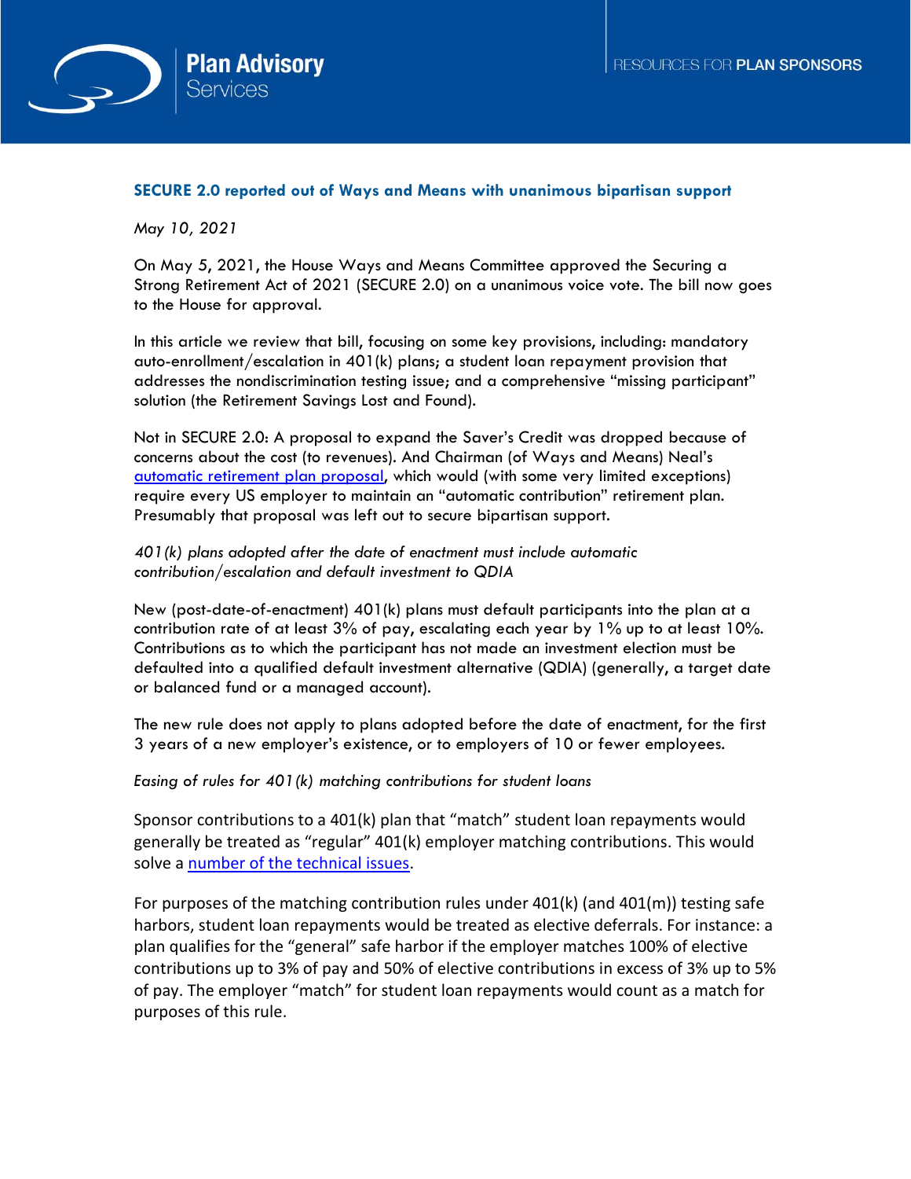## SECURE 2.0 reported out of Ways and Means with unanimous bipartisan support

*May 10, 2021*

On May 5, 2021, the House Ways and Means Committee approved the Securing a Strong Retirement Act of 2021 (SECURE 2.0) on a unanimous voice vote. The bill now goes to the House for approval.

In this article we review that bill, focusing on some key provisions, including: mandatory auto-enrollment/escalation in 401(k) plans; a student loan repayment provision that addresses the nondiscrimination testing issue; and a comprehensive "missing participant" solution (the Retirement Savings Lost and Found).

Not in SECURE 2.0: A proposal to expand the Saver's Credit was dropped because of concerns about the cost (to revenues). And Chairman (of Ways and Means) Neal's automatic retirement plan proposal, which would (with some very limited exceptions) require every US employer to maintain an "automatic contribution" retirement plan. Presumably that proposal was left out to secure bipartisan support.

*401(k) plans adopted after the date of enactment must include automatic contribution/escalation and default investment to QDIA*

New (post-date-of-enactment) 401(k) plans must default participants into the plan at a contribution rate of at least 3% of pay, escalating each year by 1% up to at least 10%. Contributions as to which the participant has not made an investment election must be defaulted into a qualified default investment alternative (QDIA) (generally, a target date or balanced fund or a managed account).

The new rule does not apply to plans adopted before the date of enactment, for the first 3 years of a new employer's existence, or to employers of 10 or fewer employees.

*Easing of rules for 401(k) matching contributions for student loans*

Sponsor contributions to a 401(k) plan that "match" student loan repayments would generally be treated as "regular" 401(k) employer matching contributions. This would solve a number of the technical issues.

For purposes of the matching contribution rules under 401(k) (and 401(m)) testing safe harbors, student loan repayments would be treated as elective deferrals. For instance: a plan qualifies for the "general" safe harbor if the employer matches 100% of elective contributions up to 3% of pay and 50% of elective contributions in excess of 3% up to 5% of pay. The employer "match" for student loan repayments would count as a match for purposes of this rule.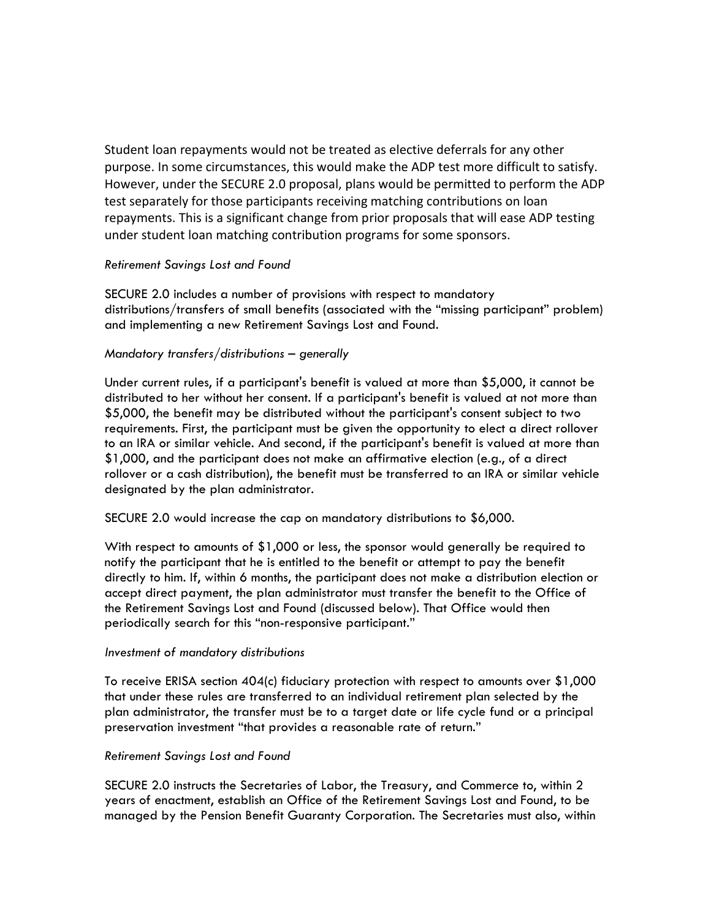Student loan repayments would not be treated as elective deferrals for any other purpose. In some circumstances, this would make the ADP test more difficult to satisfy. However, under the SECURE 2.0 proposal, plans would be permitted to perform the ADP test separately for those participants receiving matching contributions on loan repayments. This is a significant change from prior proposals that will ease ADP testing under student loan matching contribution programs for some sponsors.

*Retirement Savings Lost and Found*

SECURE 2.0 includes a number of provisions with respect to mandatory distributions/transfers of small benefits (associated with the "missing participant" problem) and implementing a new Retirement Savings Lost and Found.

*Mandatory transfers/distributions – generally*

Under current rules, if a participant's benefit is valued at more than $5,000, it cannot be distributed to her without her consent. If a participant's benefit is valued at not more than $5,000, the benefit may be distributed without the participant's consent subject to two requirements. First, the participant must be given the opportunity to elect a direct rollover to an IRA or similar vehicle. And second, if the participant's benefit is valued at more than $1,000, and the participant does not make an affirmative election (e.g., of a direct rollover or a cash distribution), the benefit must be transferred to an IRA or similar vehicle designated by the plan administrator.

SECURE 2.0 would increase the cap on mandatory distributions to $6,000.

With respect to amounts of $1,000 or less, the sponsor would generally be required to notify the participant that he is entitled to the benefit or attempt to pay the benefit directly to him. If, within 6 months, the participant does not make a distribution election or accept direct payment, the plan administrator must transfer the benefit to the Office of the Retirement Savings Lost and Found (discussed below). That Office would then periodically search for this "non-responsive participant."

*Investment of mandatory distributions*

To receive ERISA section 404(c) fiduciary protection with respect to amounts over $1,000 that under these rules are transferred to an individual retirement plan selected by the plan administrator, the transfer must be to a target date or life cycle fund or a principal preservation investment "that provides a reasonable rate of return."

*Retirement Savings Lost and Found*

SECURE 2.0 instructs the Secretaries of Labor, the Treasury, and Commerce to, within 2 years of enactment, establish an Office of the Retirement Savings Lost and Found, to be managed by the Pension Benefit Guaranty Corporation. The Secretaries must also, within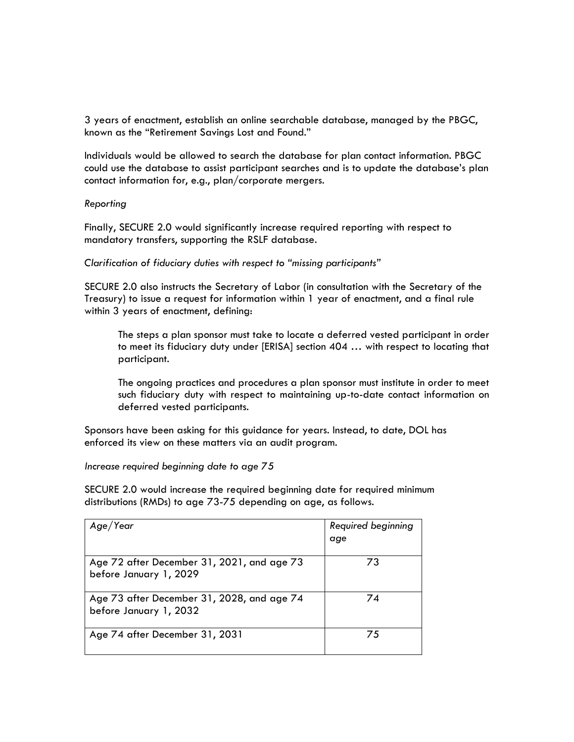3 years of enactment, establish an online searchable database, managed by the PBGC, known as the "Retirement Savings Lost and Found."

Individuals would be allowed to search the database for plan contact information. PBGC could use the database to assist participant searches and is to update the database's plan contact information for, e.g., plan/corporate mergers.

*Reporting*

Finally, SECURE 2.0 would significantly increase required reporting with respect to mandatory transfers, supporting the RSLF database.

*Clarification of fiduciary duties with respect to "missing participants"*

SECURE 2.0 also instructs the Secretary of Labor (in consultation with the Secretary of the Treasury) to issue a request for information within 1 year of enactment, and a final rule within 3 years of enactment, defining:

> The steps a plan sponsor must take to locate a deferred vested participant in order to meet its fiduciary duty under [ERISA] section 404 … with respect to locating that participant.
>
> The ongoing practices and procedures a plan sponsor must institute in order to meet such fiduciary duty with respect to maintaining up-to-date contact information on deferred vested participants.

Sponsors have been asking for this guidance for years. Instead, to date, DOL has enforced its view on these matters via an audit program.

*Increase required beginning date to age 75*

SECURE 2.0 would increase the required beginning date for required minimum distributions (RMDs) to age 73-75 depending on age, as follows.

| *Age/Year* | *Required beginning age* |
|---|---|
| Age 72 after December 31, 2021, and age 73 before January 1, 2029 | 73 |
| Age 73 after December 31, 2028, and age 74 before January 1, 2032 | 74 |
| Age 74 after December 31, 2031 | 75 |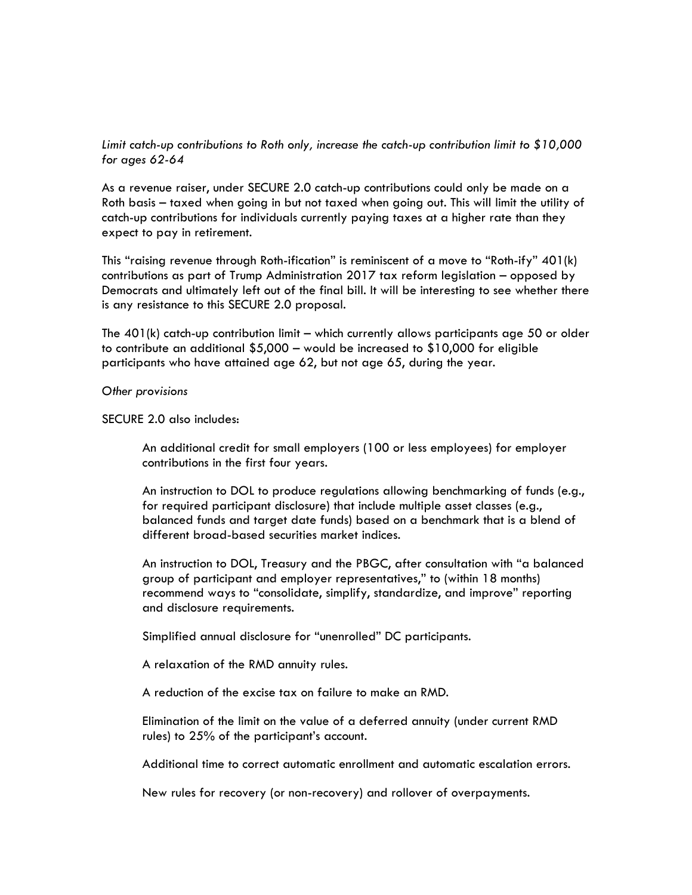*Limit catch-up contributions to Roth only, increase the catch-up contribution limit to $10,000 for ages 62-64*

As a revenue raiser, under SECURE 2.0 catch-up contributions could only be made on a Roth basis – taxed when going in but not taxed when going out. This will limit the utility of catch-up contributions for individuals currently paying taxes at a higher rate than they expect to pay in retirement.

This "raising revenue through Roth-ification" is reminiscent of a move to "Roth-ify" 401(k) contributions as part of Trump Administration 2017 tax reform legislation – opposed by Democrats and ultimately left out of the final bill. It will be interesting to see whether there is any resistance to this SECURE 2.0 proposal.

The 401(k) catch-up contribution limit – which currently allows participants age 50 or older to contribute an additional $5,000 – would be increased to $10,000 for eligible participants who have attained age 62, but not age 65, during the year.

*Other provisions*

SECURE 2.0 also includes:

> An additional credit for small employers (100 or less employees) for employer contributions in the first four years.
>
> An instruction to DOL to produce regulations allowing benchmarking of funds (e.g., for required participant disclosure) that include multiple asset classes (e.g., balanced funds and target date funds) based on a benchmark that is a blend of different broad-based securities market indices.
>
> An instruction to DOL, Treasury and the PBGC, after consultation with "a balanced group of participant and employer representatives," to (within 18 months) recommend ways to "consolidate, simplify, standardize, and improve" reporting and disclosure requirements.
>
> Simplified annual disclosure for "unenrolled" DC participants.
>
> A relaxation of the RMD annuity rules.
>
> A reduction of the excise tax on failure to make an RMD.
>
> Elimination of the limit on the value of a deferred annuity (under current RMD rules) to 25% of the participant's account.
>
> Additional time to correct automatic enrollment and automatic escalation errors.
>
> New rules for recovery (or non-recovery) and rollover of overpayments.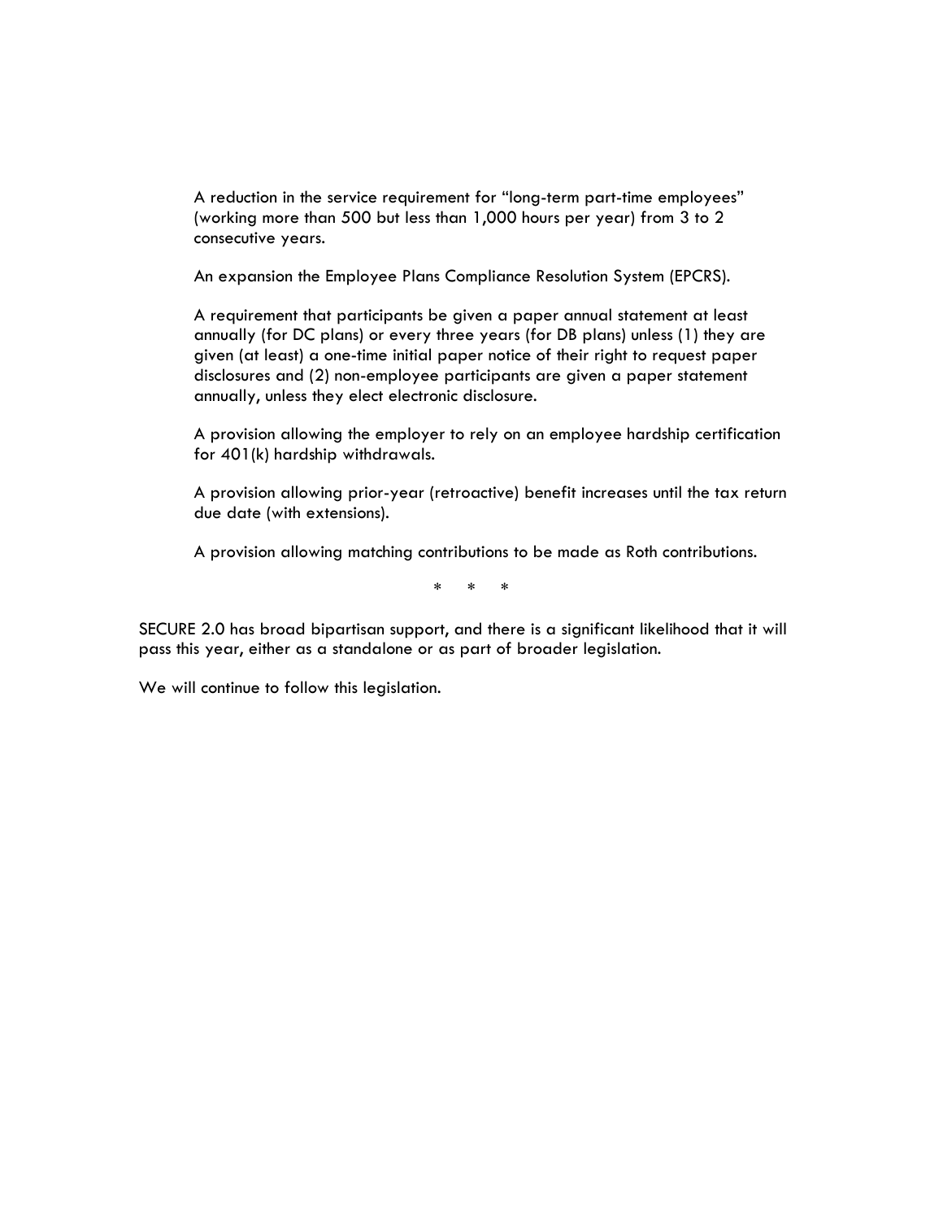A reduction in the service requirement for "long-term part-time employees" (working more than 500 but less than 1,000 hours per year) from 3 to 2 consecutive years.

An expansion the Employee Plans Compliance Resolution System (EPCRS).

A requirement that participants be given a paper annual statement at least annually (for DC plans) or every three years (for DB plans) unless (1) they are given (at least) a one-time initial paper notice of their right to request paper disclosures and (2) non-employee participants are given a paper statement annually, unless they elect electronic disclosure.

A provision allowing the employer to rely on an employee hardship certification for 401(k) hardship withdrawals.

A provision allowing prior-year (retroactive) benefit increases until the tax return due date (with extensions).

A provision allowing matching contributions to be made as Roth contributions.

\*     \*     \*

SECURE 2.0 has broad bipartisan support, and there is a significant likelihood that it will pass this year, either as a standalone or as part of broader legislation.

We will continue to follow this legislation.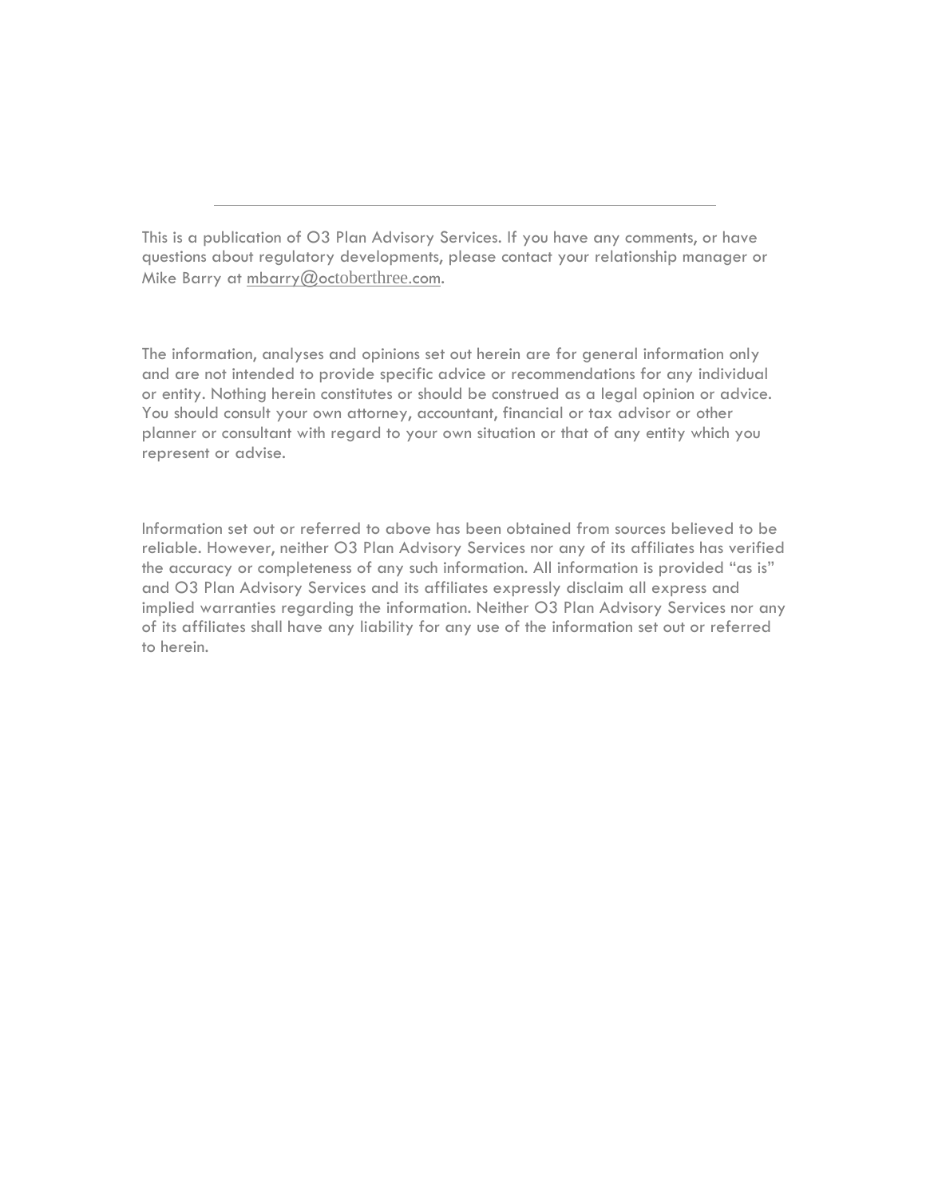---

This is a publication of O3 Plan Advisory Services. If you have any comments, or have questions about regulatory developments, please contact your relationship manager or Mike Barry at mbarry@octoberthree.com.

The information, analyses and opinions set out herein are for general information only and are not intended to provide specific advice or recommendations for any individual or entity. Nothing herein constitutes or should be construed as a legal opinion or advice. You should consult your own attorney, accountant, financial or tax advisor or other planner or consultant with regard to your own situation or that of any entity which you represent or advise.

Information set out or referred to above has been obtained from sources believed to be reliable. However, neither O3 Plan Advisory Services nor any of its affiliates has verified the accuracy or completeness of any such information. All information is provided "as is" and O3 Plan Advisory Services and its affiliates expressly disclaim all express and implied warranties regarding the information. Neither O3 Plan Advisory Services nor any of its affiliates shall have any liability for any use of the information set out or referred to herein.